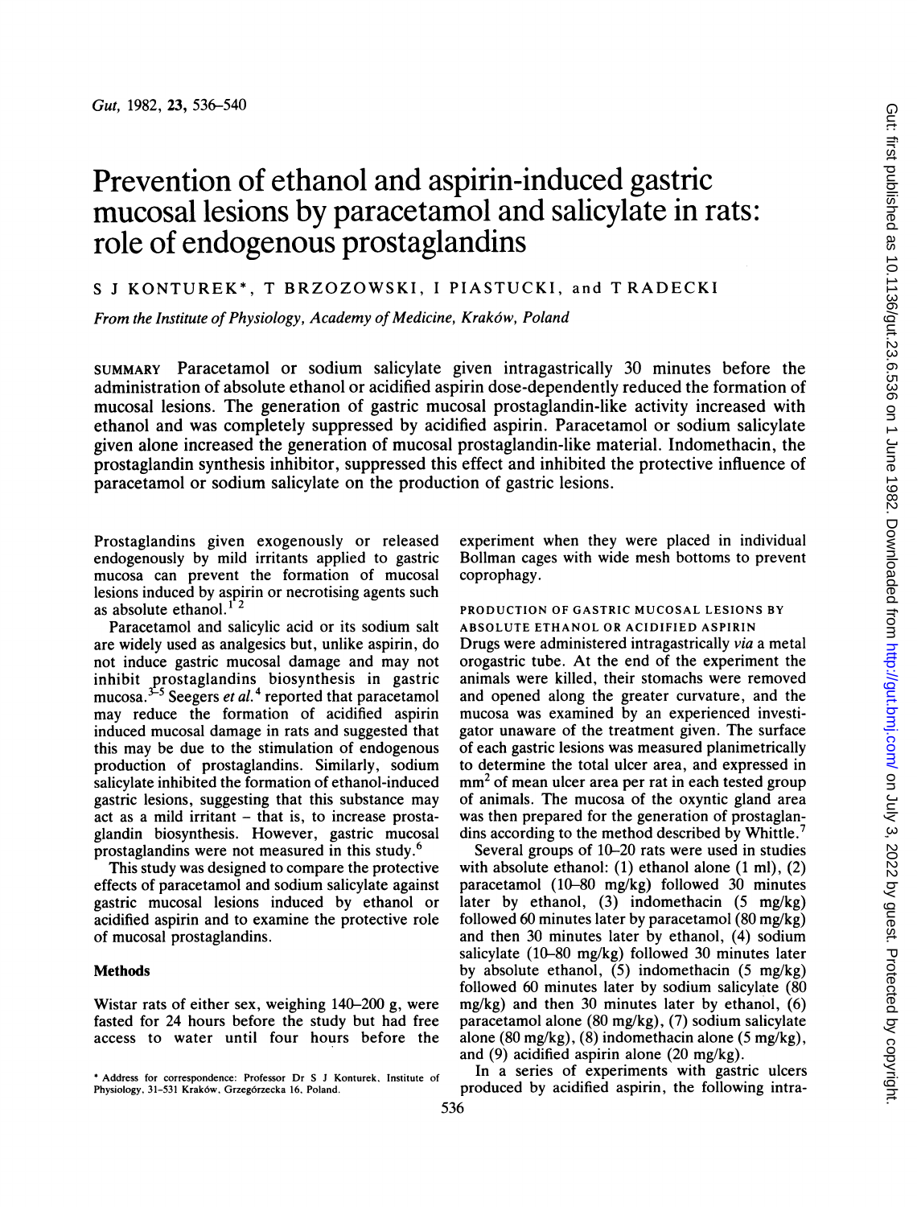# Prevention of ethanol and aspirin-induced gastric mucosal lesions by paracetamol and salicylate in rats: role of endogenous prostaglandins

S J KONTUREK*, T BRZOZOWSKI, I PIASTUCKI, and T RADECKI

*From the Institute of Physiology, Academy of Medicine, Kraków, Poland*

SUMMARY Paracetamol or sodium salicylate given intragastrically 30 minutes before the administration of absolute ethanol or acidified aspirin dose-dependently reduced the formation of mucosal lesions. The generation of gastric mucosal prostaglandin-like activity increased with ethanol and was completely suppressed by acidified aspirin. Paracetamol or sodium salicylate given alone increased the generation of mucosal prostaglandin-like material. Indomethacin, the prostaglandin synthesis inhibitor, suppressed this effect and inhibited the protective influence of paracetamol or sodium salicylate on the production of gastric lesions.

Prostaglandins given exogenously or released endogenously by mild irritants applied to gastric mucosa can prevent the formation of mucosal lesions induced by aspirin or necrotising agents such as absolute ethanol.[1 2]

Paracetamol and salicylic acid or its sodium salt are widely used as analgesics but, unlike aspirin, do not induce gastric mucosal damage and may not inhibit prostaglandins biosynthesis in gastric mucosa.[3-5] Seegers *et al.*[4] reported that paracetamol may reduce the formation of acidified aspirin induced mucosal damage in rats and suggested that this may be due to the stimulation of endogenous production of prostaglandins. Similarly, sodium salicylate inhibited the formation of ethanol-induced gastric lesions, suggesting that this substance may act as a mild irritant – that is, to increase prostaglandin biosynthesis. However, gastric mucosal prostaglandins were not measured in this study.[6]

This study was designed to compare the protective effects of paracetamol and sodium salicylate against gastric mucosal lesions induced by ethanol or acidified aspirin and to examine the protective role of mucosal prostaglandins.

## Methods

Wistar rats of either sex, weighing 140–200 g, were fasted for 24 hours before the study but had free access to water until four hours before the experiment when they were placed in individual Bollman cages with wide mesh bottoms to prevent coprophagy.

### PRODUCTION OF GASTRIC MUCOSAL LESIONS BY ABSOLUTE ETHANOL OR ACIDIFIED ASPIRIN

Drugs were administered intragastrically *via* a metal orogastric tube. At the end of the experiment the animals were killed, their stomachs were removed and opened along the greater curvature, and the mucosa was examined by an experienced investigator unaware of the treatment given. The surface of each gastric lesions was measured planimetrically to determine the total ulcer area, and expressed in $mm^2$ of mean ulcer area per rat in each tested group of animals. The mucosa of the oxyntic gland area was then prepared for the generation of prostaglandins according to the method described by Whittle.[7]

Several groups of 10–20 rats were used in studies with absolute ethanol: (1) ethanol alone (1 ml), (2) paracetamol (10–80 mg/kg) followed 30 minutes later by ethanol, (3) indomethacin (5 mg/kg) followed 60 minutes later by paracetamol (80 mg/kg) and then 30 minutes later by ethanol, (4) sodium salicylate (10–80 mg/kg) followed 30 minutes later by absolute ethanol, (5) indomethacin (5 mg/kg) followed 60 minutes later by sodium salicylate (80 mg/kg) and then 30 minutes later by ethanol, (6) paracetamol alone (80 mg/kg), (7) sodium salicylate alone (80 mg/kg), (8) indomethacin alone (5 mg/kg), and (9) acidified aspirin alone (20 mg/kg).

In a series of experiments with gastric ulcers produced by acidified aspirin, the following intra-

\* Address for correspondence: Professor Dr S J Konturek, Institute of Physiology, 31-531 Kraków, Grzegórzecka 16, Poland.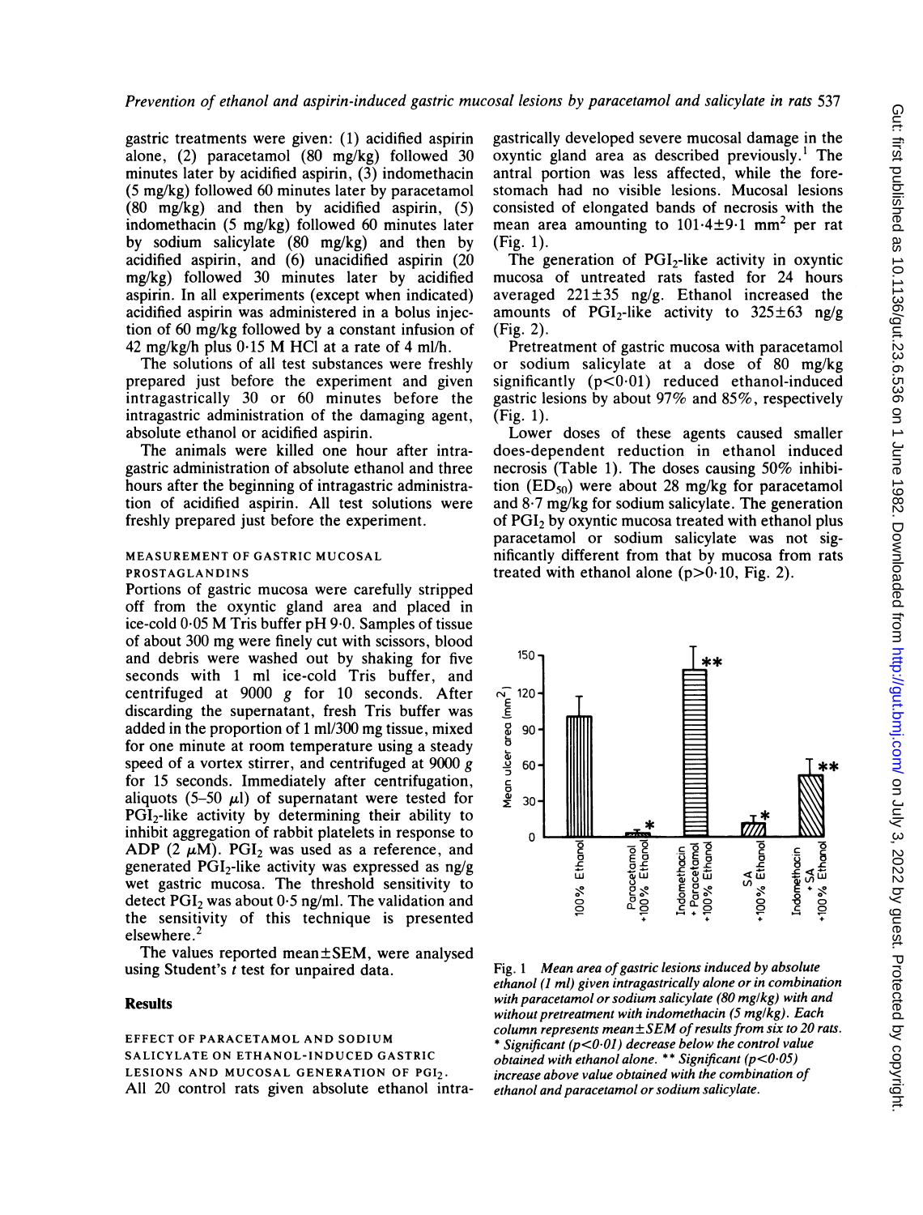gastric treatments were given: (1) acidified aspirin alone, (2) paracetamol (80 mg/kg) followed 30 minutes later by acidified aspirin, (3) indomethacin (5 mg/kg) followed 60 minutes later by paracetamol (80 mg/kg) and then by acidified aspirin, (5) indomethacin (5 mg/kg) followed 60 minutes later by sodium salicylate (80 mg/kg) and then by acidified aspirin, and (6) unacidified aspirin (20 mg/kg) followed 30 minutes later by acidified aspirin. In all experiments (except when indicated) acidified aspirin was administered in a bolus injection of 60 mg/kg followed by a constant infusion of 42 mg/kg/h plus 0·15 M HCl at a rate of 4 ml/h.

The solutions of all test substances were freshly prepared just before the experiment and given intragastrically 30 or 60 minutes before the intragastric administration of the damaging agent, absolute ethanol or acidified aspirin.

The animals were killed one hour after intragastric administration of absolute ethanol and three hours after the beginning of intragastric administration of acidified aspirin. All test solutions were freshly prepared just before the experiment.

### MEASUREMENT OF GASTRIC MUCOSAL PROSTAGLANDINS

Portions of gastric mucosa were carefully stripped off from the oxyntic gland area and placed in ice-cold 0·05 M Tris buffer pH 9·0. Samples of tissue of about 300 mg were finely cut with scissors, blood and debris were washed out by shaking for five seconds with 1 ml ice-cold Tris buffer, and centrifuged at 9000 *g* for 10 seconds. After discarding the supernatant, fresh Tris buffer was added in the proportion of 1 ml/300 mg tissue, mixed for one minute at room temperature using a steady speed of a vortex stirrer, and centrifuged at 9000 *g* for 15 seconds. Immediately after centrifugation, aliquots (5–50 $\mu$l) of supernatant were tested for $PGI_2$-like activity by determining their ability to inhibit aggregation of rabbit platelets in response to ADP (2 $\mu$M). $PGI_2$ was used as a reference, and generated $PGI_2$-like activity was expressed as ng/g wet gastric mucosa. The threshold sensitivity to detect $PGI_2$ was about 0·5 ng/ml. The validation and the sensitivity of this technique is presented elsewhere.[2]

The values reported mean±SEM, were analysed using Student's *t* test for unpaired data.

## Results

### EFFECT OF PARACETAMOL AND SODIUM SALICYLATE ON ETHANOL-INDUCED GASTRIC LESIONS AND MUCOSAL GENERATION OF $PGI_2$.

All 20 control rats given absolute ethanol intragastrically developed severe mucosal damage in the oxyntic gland area as described previously.[1] The antral portion was less affected, while the forestomach had no visible lesions. Mucosal lesions consisted of elongated bands of necrosis with the mean area amounting to 101·4±9·1 $mm^2$ per rat (Fig. 1).

The generation of $PGI_2$-like activity in oxyntic mucosa of untreated rats fasted for 24 hours averaged 221±35 ng/g. Ethanol increased the amounts of $PGI_2$-like activity to 325±63 ng/g (Fig. 2).

Pretreatment of gastric mucosa with paracetamol or sodium salicylate at a dose of 80 mg/kg significantly ($p<0·01$) reduced ethanol-induced gastric lesions by about 97% and 85%, respectively (Fig. 1).

Lower doses of these agents caused smaller does-dependent reduction in ethanol induced necrosis (Table 1). The doses causing 50% inhibition ($ED_{50}$) were about 28 mg/kg for paracetamol and 8·7 mg/kg for sodium salicylate. The generation of $PGI_2$ by oxyntic mucosa treated with ethanol plus paracetamol or sodium salicylate was not significantly different from that by mucosa from rats treated with ethanol alone ($p>0·10$, Fig. 2).

Fig. 1 *Mean area of gastric lesions induced by absolute ethanol (1 ml) given intragastrically alone or in combination with paracetamol or sodium salicylate (80 mg/kg) with and without pretreatment with indomethacin (5 mg/kg). Each column represents mean±SEM of results from six to 20 rats. * Significant (p<0·01) decrease below the control value obtained with ethanol alone. ** Significant (p<0·05) increase above value obtained with the combination of ethanol and paracetamol or sodium salicylate.*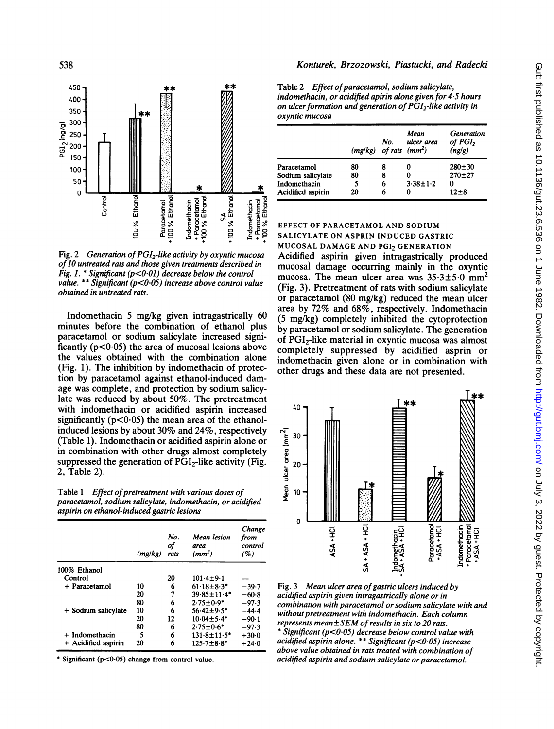Fig. 2 *Generation of $PGI_2$-like activity by oxyntic mucosa of 10 untreated rats and those given treatments described in Fig. 1.* * *Significant ($p<0.01$) decrease below the control value.* ** *Significant ($p<0.05$) increase above control value obtained in untreated rats.*

Indomethacin 5 mg/kg given intragastrically 60 minutes before the combination of ethanol plus paracetamol or sodium salicylate increased significantly ($p<0.05$) the area of mucosal lesions above the values obtained with the combination alone (Fig. 1). The inhibition by indomethacin of protection by paracetamol against ethanol-induced damage was complete, and protection by sodium salicylate was reduced by about 50%. The pretreatment with indomethacin or acidified aspirin increased significantly ($p<0.05$) the mean area of the ethanol-induced lesions by about 30% and 24%, respectively (Table 1). Indomethacin or acidified aspirin alone or in combination with other drugs almost completely suppressed the generation of $PGI_2$-like activity (Fig. 2, Table 2).

Table 1 *Effect of pretreatment with various doses of paracetamol, sodium salicylate, indomethacin, or acidified aspirin on ethanol-induced gastric lesions*

| | (mg/kg) | No. of rats | Mean lesion area (mm²) | Change from control (%) |
|---|---|---|---|---|
| 100% Ethanol | | | | |
| Control | | 20 | 101·4±9·1 | — |
| + Paracetamol | 10 | 6 | 61·18±8·3* | −39·7 |
| | 20 | 7 | 39·85±11·4* | −60·8 |
| | 80 | 6 | 2·75±0·9* | −97·3 |
| + Sodium salicylate | 10 | 6 | 56·42±9·5* | −44·4 |
| | 20 | 12 | 10·04±5·4* | −90·1 |
| | 80 | 6 | 2·75±0·6* | −97·3 |
| + Indomethacin | 5 | 6 | 131·8±11·5* | +30·0 |
| + Acidified aspirin | 20 | 6 | 125·7±8·8* | +24·0 |

* Significant ($p<0.05$) change from control value.

Table 2 *Effect of paracetamol, sodium salicylate, indomethacin, or acidified apirin alone given for 4·5 hours on ulcer formation and generation of $PGI_2$-like activity in oxyntic mucosa*

| | (mg/kg) | No. of rats | Mean ulcer area (mm²) | Generation of $PGI_2$ (ng/g) |
|---|---|---|---|---|
| Paracetamol | 80 | 8 | 0 | 280±30 |
| Sodium salicylate | 80 | 8 | 0 | 270±27 |
| Indomethacin | 5 | 6 | 3·38±1·2 | 0 |
| Acidified aspirin | 20 | 6 | 0 | 12±8 |

## EFFECT OF PARACETAMOL AND SODIUM SALICYLATE ON ASPRIN INDUCED GASTRIC MUCOSAL DAMAGE AND $PGI_2$ GENERATION

Acidified aspirin given intragastrically produced mucosal damage occurring mainly in the oxyntic mucosa. The mean ulcer area was 35·3±5·0 mm² (Fig. 3). Pretreatment of rats with sodium salicylate or paracetamol (80 mg/kg) reduced the mean ulcer area by 72% and 68%, respectively. Indomethacin (5 mg/kg) completely inhibited the cytoprotection by paracetamol or sodium salicylate. The generation of $PGI_2$-like material in oxyntic mucosa was almost completely suppressed by acidified asprin or indomethacin given alone or in combination with other drugs and these data are not presented.

Fig. 3 *Mean ulcer area of gastric ulcers induced by acidified aspirin given intragastrically alone or in combination with paracetamol or sodium salicylate with and without pretreatment with indomethacin. Each column represents mean±SEM of results in six to 20 rats.*
* *Significant ($p<0.05$) decrease below control value with acidified aspirin alone.* ** *Significant ($p<0.05$) increase above value obtained in rats treated with combination of acidified aspirin and sodium salicylate or paracetamol.*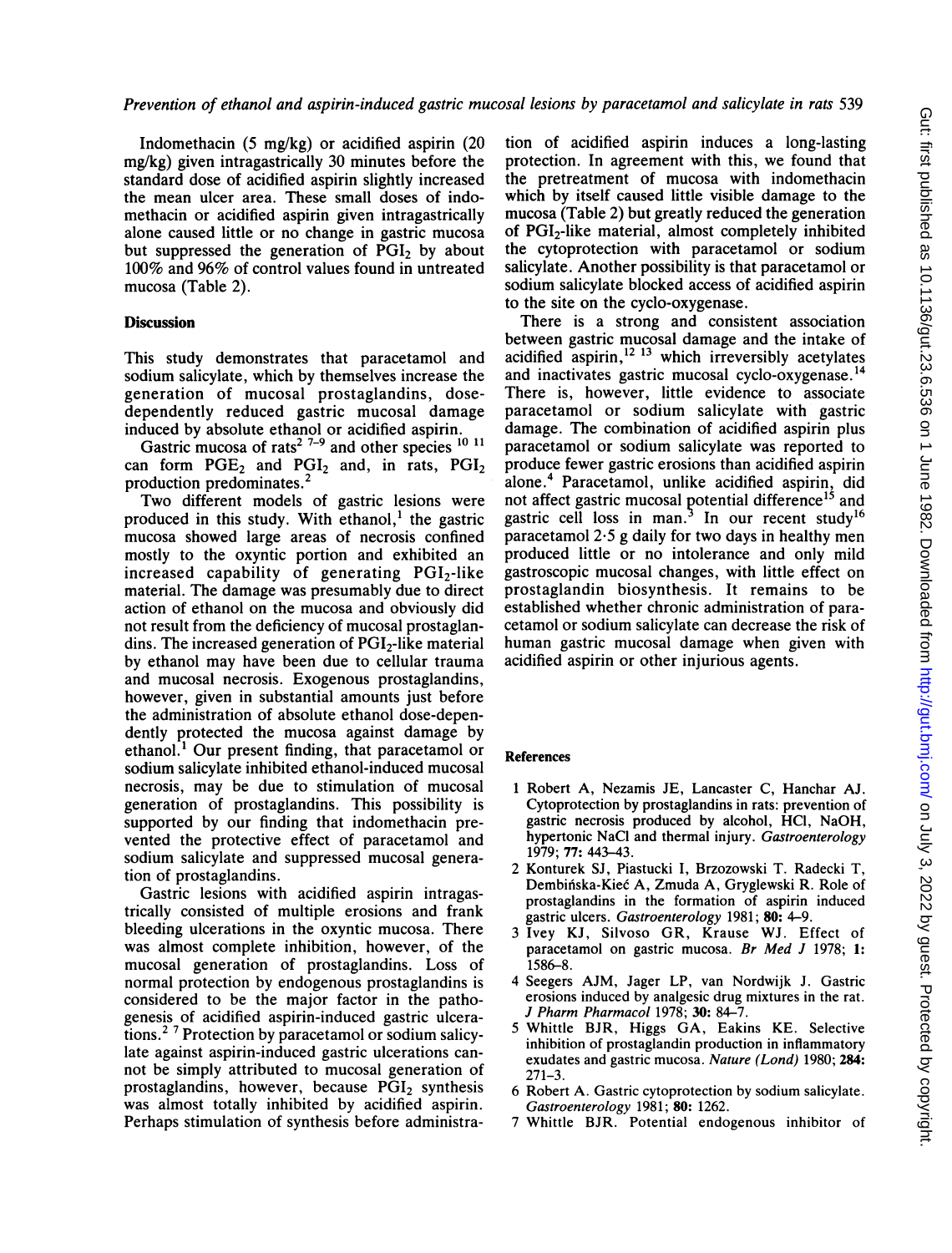Indomethacin (5 mg/kg) or acidified aspirin (20 mg/kg) given intragastrically 30 minutes before the standard dose of acidified aspirin slightly increased the mean ulcer area. These small doses of indomethacin or acidified aspirin given intragastrically alone caused little or no change in gastric mucosa but suppressed the generation of $PGI_2$ by about 100% and 96% of control values found in untreated mucosa (Table 2).

## Discussion

This study demonstrates that paracetamol and sodium salicylate, which by themselves increase the generation of mucosal prostaglandins, dose-dependently reduced gastric mucosal damage induced by absolute ethanol or acidified aspirin.

Gastric mucosa of rats[2 7–9] and other species [10 11] can form $PGE_2$ and $PGI_2$ and, in rats, $PGI_2$ production predominates.[2]

Two different models of gastric lesions were produced in this study. With ethanol,[1] the gastric mucosa showed large areas of necrosis confined mostly to the oxyntic portion and exhibited an increased capability of generating $PGI_2$-like material. The damage was presumably due to direct action of ethanol on the mucosa and obviously did not result from the deficiency of mucosal prostaglandins. The increased generation of $PGI_2$-like material by ethanol may have been due to cellular trauma and mucosal necrosis. Exogenous prostaglandins, however, given in substantial amounts just before the administration of absolute ethanol dose-dependently protected the mucosa against damage by ethanol.[1] Our present finding, that paracetamol or sodium salicylate inhibited ethanol-induced mucosal necrosis, may be due to stimulation of mucosal generation of prostaglandins. This possibility is supported by our finding that indomethacin prevented the protective effect of paracetamol and sodium salicylate and suppressed mucosal generation of prostaglandins.

Gastric lesions with acidified aspirin intragastrically consisted of multiple erosions and frank bleeding ulcerations in the oxyntic mucosa. There was almost complete inhibition, however, of the mucosal generation of prostaglandins. Loss of normal protection by endogenous prostaglandins is considered to be the major factor in the pathogenesis of acidified aspirin-induced gastric ulcerations.[2 7] Protection by paracetamol or sodium salicylate against aspirin-induced gastric ulcerations cannot be simply attributed to mucosal generation of prostaglandins, however, because $PGI_2$ synthesis was almost totally inhibited by acidified aspirin. Perhaps stimulation of synthesis before administration of acidified aspirin induces a long-lasting protection. In agreement with this, we found that the pretreatment of mucosa with indomethacin which by itself caused little visible damage to the mucosa (Table 2) but greatly reduced the generation of $PGI_2$-like material, almost completely inhibited the cytoprotection with paracetamol or sodium salicylate. Another possibility is that paracetamol or sodium salicylate blocked access of acidified aspirin to the site on the cyclo-oxygenase.

There is a strong and consistent association between gastric mucosal damage and the intake of acidified aspirin,[12 13] which irreversibly acetylates and inactivates gastric mucosal cyclo-oxygenase.[14] There is, however, little evidence to associate paracetamol or sodium salicylate with gastric damage. The combination of acidified aspirin plus paracetamol or sodium salicylate was reported to produce fewer gastric erosions than acidified aspirin alone.[4] Paracetamol, unlike acidified aspirin, did not affect gastric mucosal potential difference[15] and gastric cell loss in man.[3] In our recent study[16] paracetamol 2·5 g daily for two days in healthy men produced little or no intolerance and only mild gastroscopic mucosal changes, with little effect on prostaglandin biosynthesis. It remains to be established whether chronic administration of paracetamol or sodium salicylate can decrease the risk of human gastric mucosal damage when given with acidified aspirin or other injurious agents.

## References

1. Robert A, Nezamis JE, Lancaster C, Hanchar AJ. Cytoprotection by prostaglandins in rats: prevention of gastric necrosis produced by alcohol, HCl, NaOH, hypertonic NaCl and thermal injury. *Gastroenterology* 1979; **77:** 443–43.
2. Konturek SJ, Piastucki I, Brzozowski T. Radecki T, Dembińska-Kieć A, Zmuda A, Gryglewski R. Role of prostaglandins in the formation of aspirin induced gastric ulcers. *Gastroenterology* 1981; **80:** 4–9.
3. Ivey KJ, Silvoso GR, Krause WJ. Effect of paracetamol on gastric mucosa. *Br Med J* 1978; **1:** 1586–8.
4. Seegers AJM, Jager LP, van Nordwijk J. Gastric erosions induced by analgesic drug mixtures in the rat. *J Pharm Pharmacol* 1978; **30:** 84–7.
5. Whittle BJR, Higgs GA, Eakins KE. Selective inhibition of prostaglandin production in inflammatory exudates and gastric mucosa. *Nature (Lond)* 1980; **284:** 271–3.
6. Robert A. Gastric cytoprotection by sodium salicylate. *Gastroenterology* 1981; **80:** 1262.
7. Whittle BJR. Potential endogenous inhibitor of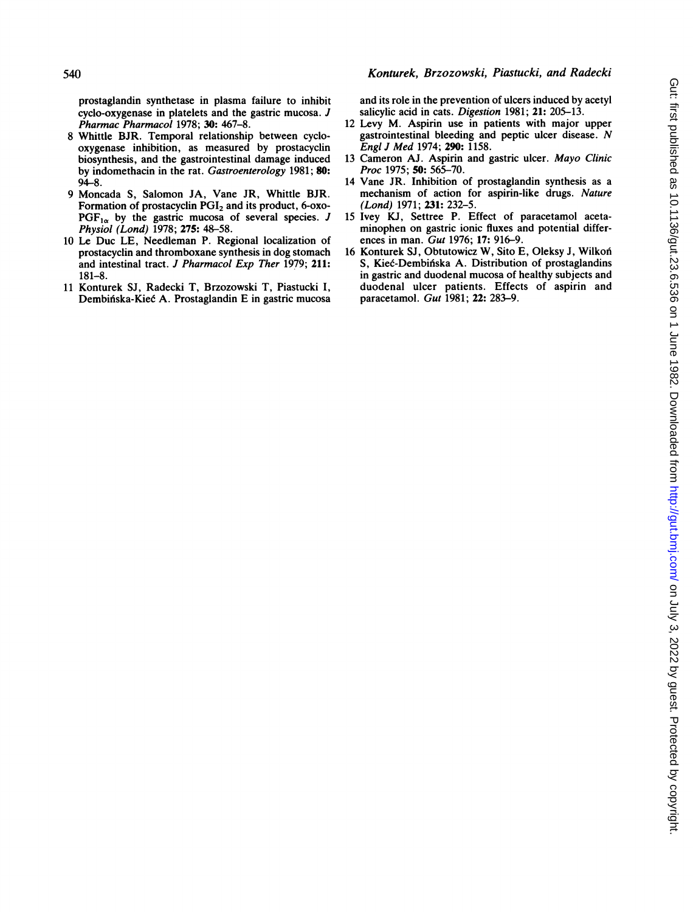prostaglandin synthetase in plasma failure to inhibit cyclo-oxygenase in platelets and the gastric mucosa. *J Pharmac Pharmacol* 1978; **30:** 467–8.

8 Whittle BJR. Temporal relationship between cyclo-oxygenase inhibition, as measured by prostacyclin biosynthesis, and the gastrointestinal damage induced by indomethacin in the rat. *Gastroenterology* 1981; **80:** 94–8.

9 Moncada S, Salomon JA, Vane JR, Whittle BJR. Formation of prostacyclin $PGI_2$ and its product, 6-oxo-$PGF_{1\alpha}$ by the gastric mucosa of several species. *J Physiol (Lond)* 1978; **275:** 48–58.

10 Le Duc LE, Needleman P. Regional localization of prostacyclin and thromboxane synthesis in dog stomach and intestinal tract. *J Pharmacol Exp Ther* 1979; **211:** 181–8.

11 Konturek SJ, Radecki T, Brzozowski T, Piastucki I, Dembińska-Kieć A. Prostaglandin E in gastric mucosa and its role in the prevention of ulcers induced by acetyl salicylic acid in cats. *Digestion* 1981; **21:** 205–13.

12 Levy M. Aspirin use in patients with major upper gastrointestinal bleeding and peptic ulcer disease. *N Engl J Med* 1974; **290:** 1158.

13 Cameron AJ. Aspirin and gastric ulcer. *Mayo Clinic Proc* 1975; **50:** 565–70.

14 Vane JR. Inhibition of prostaglandin synthesis as a mechanism of action for aspirin-like drugs. *Nature (Lond)* 1971; **231:** 232–5.

15 Ivey KJ, Settree P. Effect of paracetamol acetaminophen on gastric ionic fluxes and potential differences in man. *Gut* 1976; **17:** 916–9.

16 Konturek SJ, Obtutowicz W, Sito E, Oleksy J, Wilkoń S, Kieć-Dembińska A. Distribution of prostaglandins in gastric and duodenal mucosa of healthy subjects and duodenal ulcer patients. Effects of aspirin and paracetamol. *Gut* 1981; **22:** 283–9.